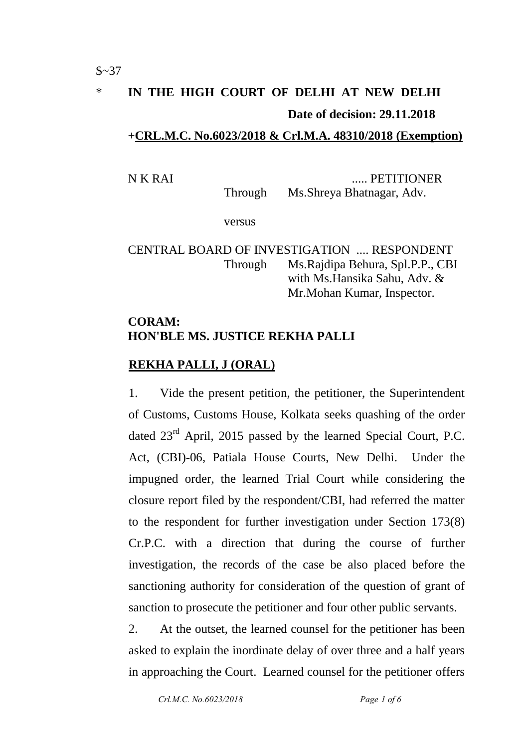$~37

\* **IN THE HIGH COURT OF DELHI AT NEW DELHI**

**Date of decision: 29.11.2018**

+**CRL.M.C. No.6023/2018 & Crl.M.A. 48310/2018 (Exemption)**

N K RAI ..... PETITIONER

Through Ms.Shreya Bhatnagar, Adv.

versus

CENTRAL BOARD OF INVESTIGATION .... RESPONDENT

Through Ms.Rajdipa Behura, Spl.P.P., CBI with Ms.Hansika Sahu, Adv. & Mr.Mohan Kumar, Inspector.

**CORAM:**
**HON'BLE MS. JUSTICE REKHA PALLI**

**REKHA PALLI, J (ORAL)**

1. Vide the present petition, the petitioner, the Superintendent of Customs, Customs House, Kolkata seeks quashing of the order dated 23rd April, 2015 passed by the learned Special Court, P.C. Act, (CBI)-06, Patiala House Courts, New Delhi. Under the impugned order, the learned Trial Court while considering the closure report filed by the respondent/CBI, had referred the matter to the respondent for further investigation under Section 173(8) Cr.P.C. with a direction that during the course of further investigation, the records of the case be also placed before the sanctioning authority for consideration of the question of grant of sanction to prosecute the petitioner and four other public servants.

2. At the outset, the learned counsel for the petitioner has been asked to explain the inordinate delay of over three and a half years in approaching the Court. Learned counsel for the petitioner offers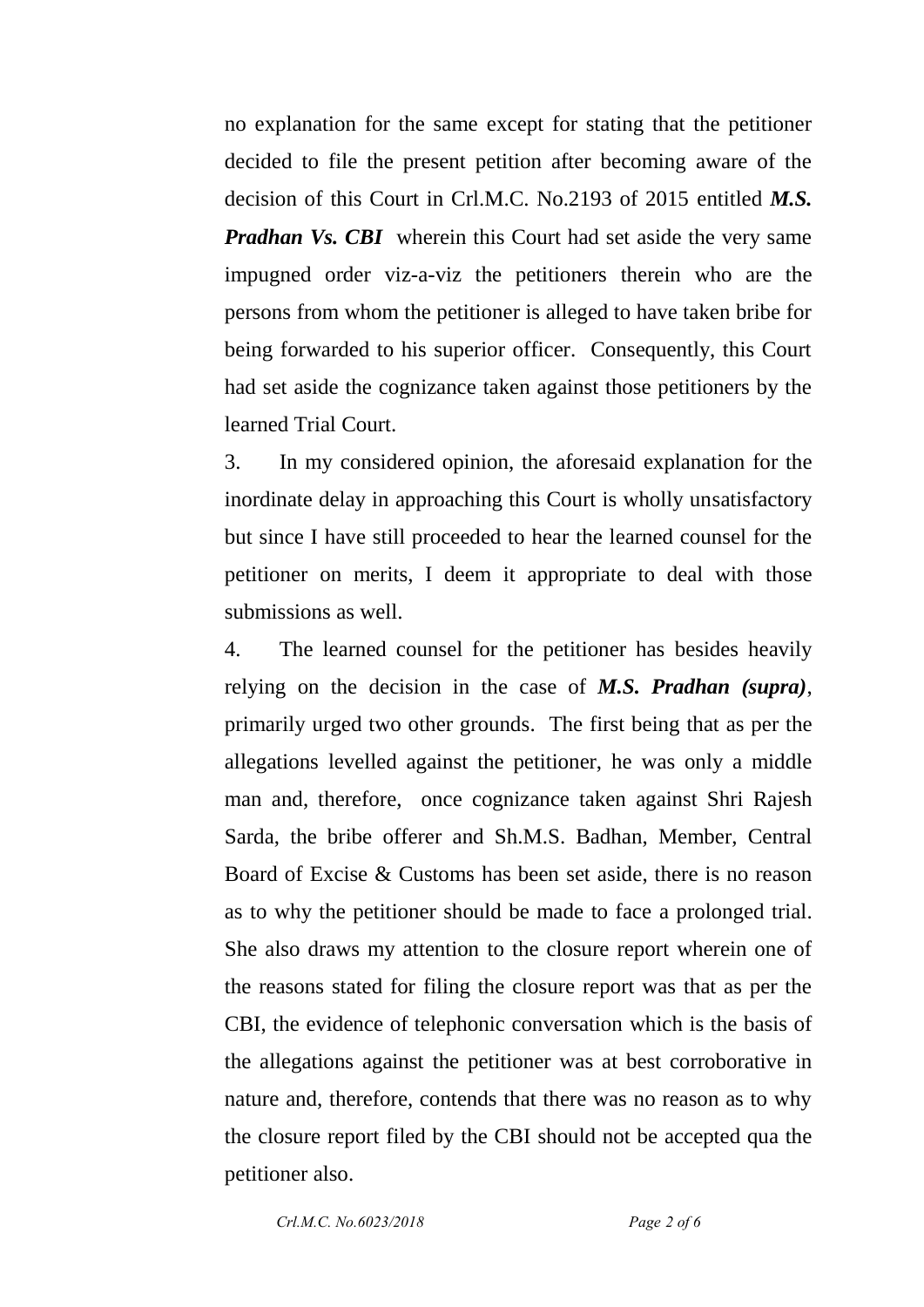no explanation for the same except for stating that the petitioner decided to file the present petition after becoming aware of the decision of this Court in Crl.M.C. No.2193 of 2015 entitled ***M.S. Pradhan Vs. CBI*** wherein this Court had set aside the very same impugned order viz-a-viz the petitioners therein who are the persons from whom the petitioner is alleged to have taken bribe for being forwarded to his superior officer. Consequently, this Court had set aside the cognizance taken against those petitioners by the learned Trial Court.

3. In my considered opinion, the aforesaid explanation for the inordinate delay in approaching this Court is wholly unsatisfactory but since I have still proceeded to hear the learned counsel for the petitioner on merits, I deem it appropriate to deal with those submissions as well.

4. The learned counsel for the petitioner has besides heavily relying on the decision in the case of ***M.S. Pradhan (supra)***, primarily urged two other grounds. The first being that as per the allegations levelled against the petitioner, he was only a middle man and, therefore, once cognizance taken against Shri Rajesh Sarda, the bribe offerer and Sh.M.S. Badhan, Member, Central Board of Excise & Customs has been set aside, there is no reason as to why the petitioner should be made to face a prolonged trial. She also draws my attention to the closure report wherein one of the reasons stated for filing the closure report was that as per the CBI, the evidence of telephonic conversation which is the basis of the allegations against the petitioner was at best corroborative in nature and, therefore, contends that there was no reason as to why the closure report filed by the CBI should not be accepted qua the petitioner also.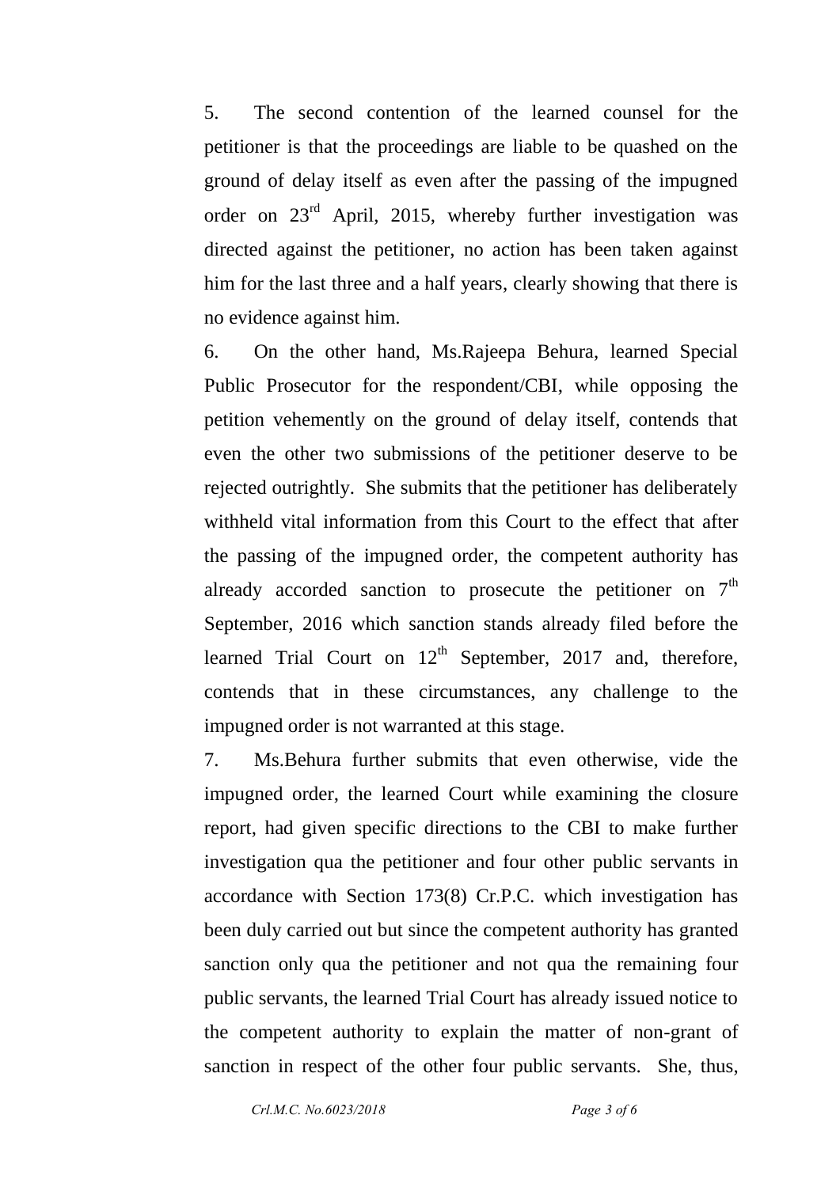5. The second contention of the learned counsel for the petitioner is that the proceedings are liable to be quashed on the ground of delay itself as even after the passing of the impugned order on 23rd April, 2015, whereby further investigation was directed against the petitioner, no action has been taken against him for the last three and a half years, clearly showing that there is no evidence against him.

6. On the other hand, Ms.Rajeepa Behura, learned Special Public Prosecutor for the respondent/CBI, while opposing the petition vehemently on the ground of delay itself, contends that even the other two submissions of the petitioner deserve to be rejected outrightly. She submits that the petitioner has deliberately withheld vital information from this Court to the effect that after the passing of the impugned order, the competent authority has already accorded sanction to prosecute the petitioner on 7th September, 2016 which sanction stands already filed before the learned Trial Court on 12th September, 2017 and, therefore, contends that in these circumstances, any challenge to the impugned order is not warranted at this stage.

7. Ms.Behura further submits that even otherwise, vide the impugned order, the learned Court while examining the closure report, had given specific directions to the CBI to make further investigation qua the petitioner and four other public servants in accordance with Section 173(8) Cr.P.C. which investigation has been duly carried out but since the competent authority has granted sanction only qua the petitioner and not qua the remaining four public servants, the learned Trial Court has already issued notice to the competent authority to explain the matter of non-grant of sanction in respect of the other four public servants. She, thus,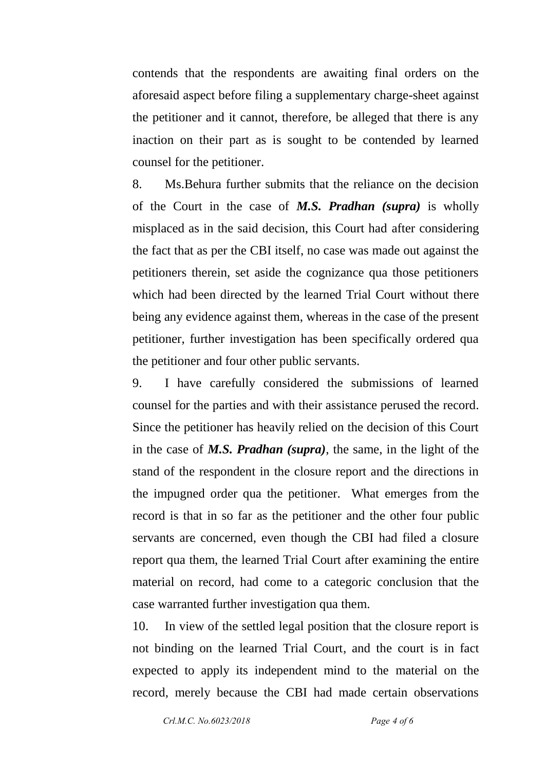contends that the respondents are awaiting final orders on the aforesaid aspect before filing a supplementary charge-sheet against the petitioner and it cannot, therefore, be alleged that there is any inaction on their part as is sought to be contended by learned counsel for the petitioner.

8. Ms.Behura further submits that the reliance on the decision of the Court in the case of ***M.S. Pradhan (supra)*** is wholly misplaced as in the said decision, this Court had after considering the fact that as per the CBI itself, no case was made out against the petitioners therein, set aside the cognizance qua those petitioners which had been directed by the learned Trial Court without there being any evidence against them, whereas in the case of the present petitioner, further investigation has been specifically ordered qua the petitioner and four other public servants.

9. I have carefully considered the submissions of learned counsel for the parties and with their assistance perused the record. Since the petitioner has heavily relied on the decision of this Court in the case of ***M.S. Pradhan (supra)***, the same, in the light of the stand of the respondent in the closure report and the directions in the impugned order qua the petitioner. What emerges from the record is that in so far as the petitioner and the other four public servants are concerned, even though the CBI had filed a closure report qua them, the learned Trial Court after examining the entire material on record, had come to a categoric conclusion that the case warranted further investigation qua them.

10. In view of the settled legal position that the closure report is not binding on the learned Trial Court, and the court is in fact expected to apply its independent mind to the material on the record, merely because the CBI had made certain observations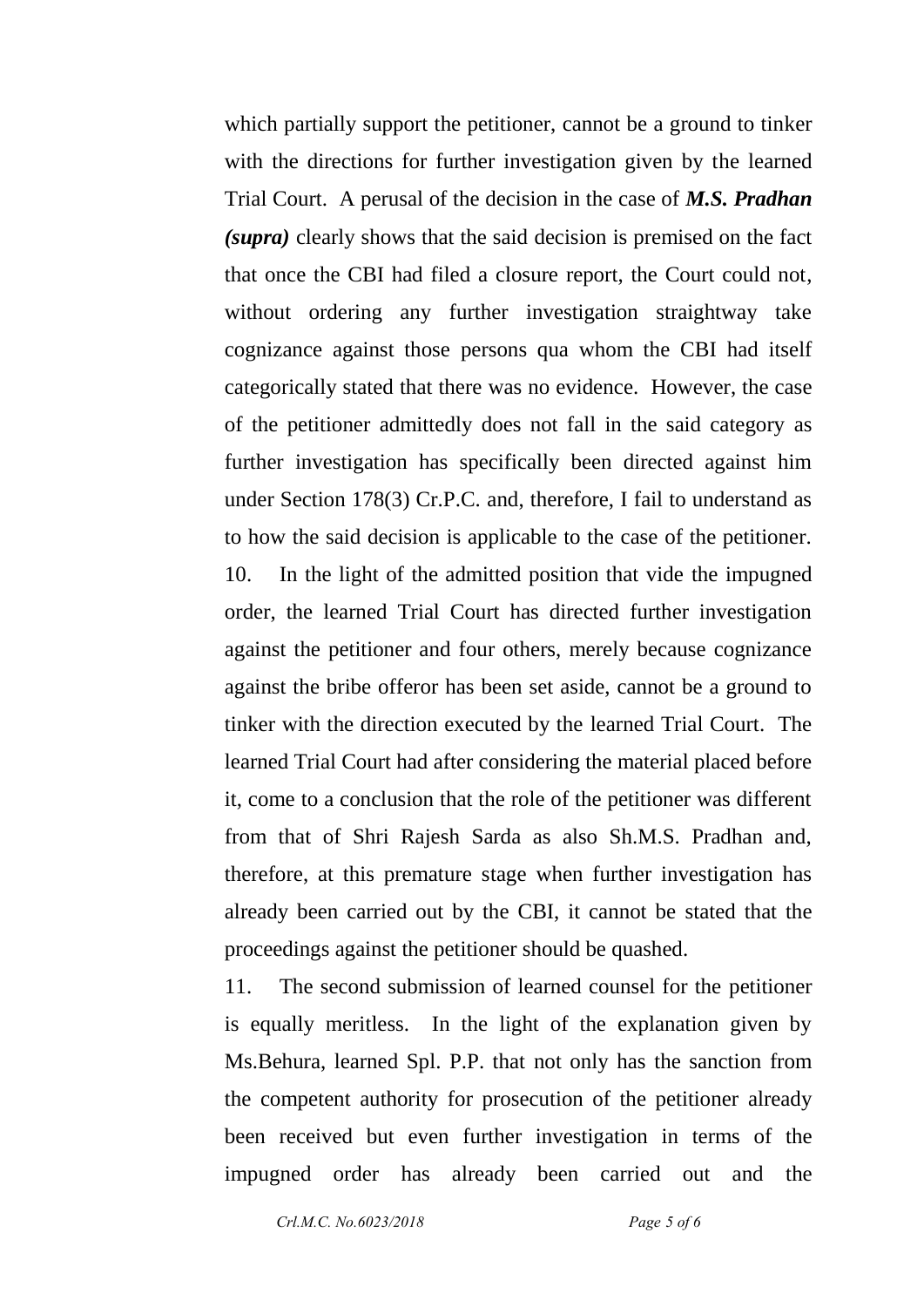which partially support the petitioner, cannot be a ground to tinker with the directions for further investigation given by the learned Trial Court. A perusal of the decision in the case of ***M.S. Pradhan (supra)*** clearly shows that the said decision is premised on the fact that once the CBI had filed a closure report, the Court could not, without ordering any further investigation straightway take cognizance against those persons qua whom the CBI had itself categorically stated that there was no evidence. However, the case of the petitioner admittedly does not fall in the said category as further investigation has specifically been directed against him under Section 178(3) Cr.P.C. and, therefore, I fail to understand as to how the said decision is applicable to the case of the petitioner.

10. In the light of the admitted position that vide the impugned order, the learned Trial Court has directed further investigation against the petitioner and four others, merely because cognizance against the bribe offeror has been set aside, cannot be a ground to tinker with the direction executed by the learned Trial Court. The learned Trial Court had after considering the material placed before it, come to a conclusion that the role of the petitioner was different from that of Shri Rajesh Sarda as also Sh.M.S. Pradhan and, therefore, at this premature stage when further investigation has already been carried out by the CBI, it cannot be stated that the proceedings against the petitioner should be quashed.

11. The second submission of learned counsel for the petitioner is equally meritless. In the light of the explanation given by Ms.Behura, learned Spl. P.P. that not only has the sanction from the competent authority for prosecution of the petitioner already been received but even further investigation in terms of the impugned order has already been carried out and the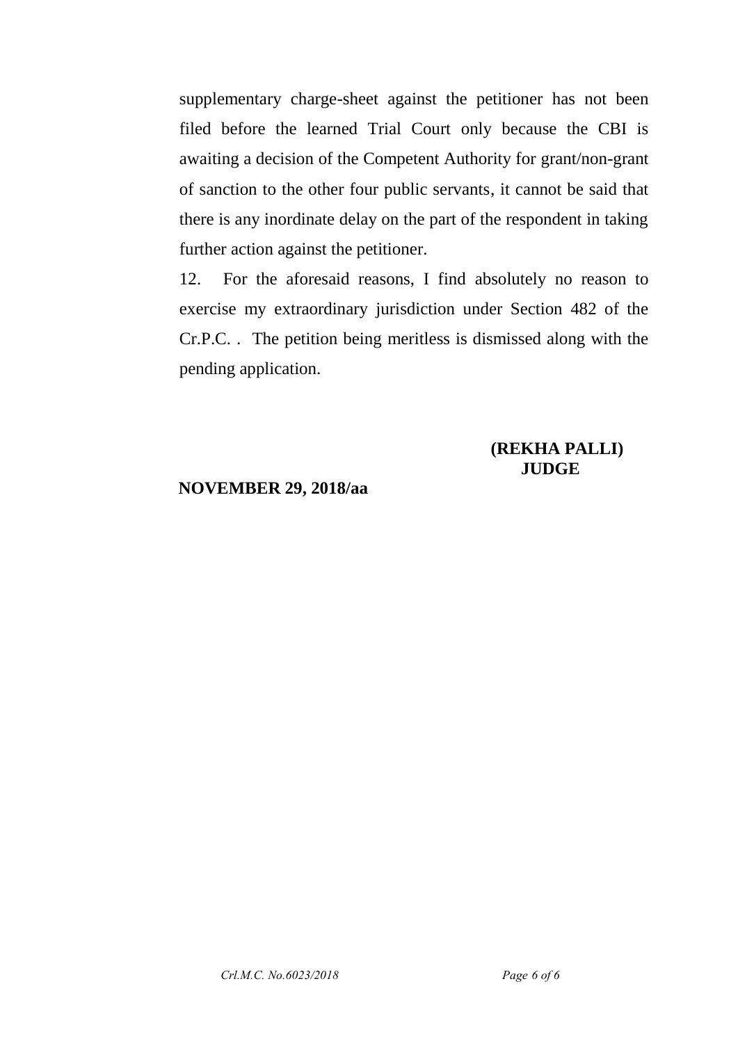supplementary charge-sheet against the petitioner has not been filed before the learned Trial Court only because the CBI is awaiting a decision of the Competent Authority for grant/non-grant of sanction to the other four public servants, it cannot be said that there is any inordinate delay on the part of the respondent in taking further action against the petitioner.

12. For the aforesaid reasons, I find absolutely no reason to exercise my extraordinary jurisdiction under Section 482 of the Cr.P.C. . The petition being meritless is dismissed along with the pending application.

**(REKHA PALLI)**
**JUDGE**

**NOVEMBER 29, 2018/aa**